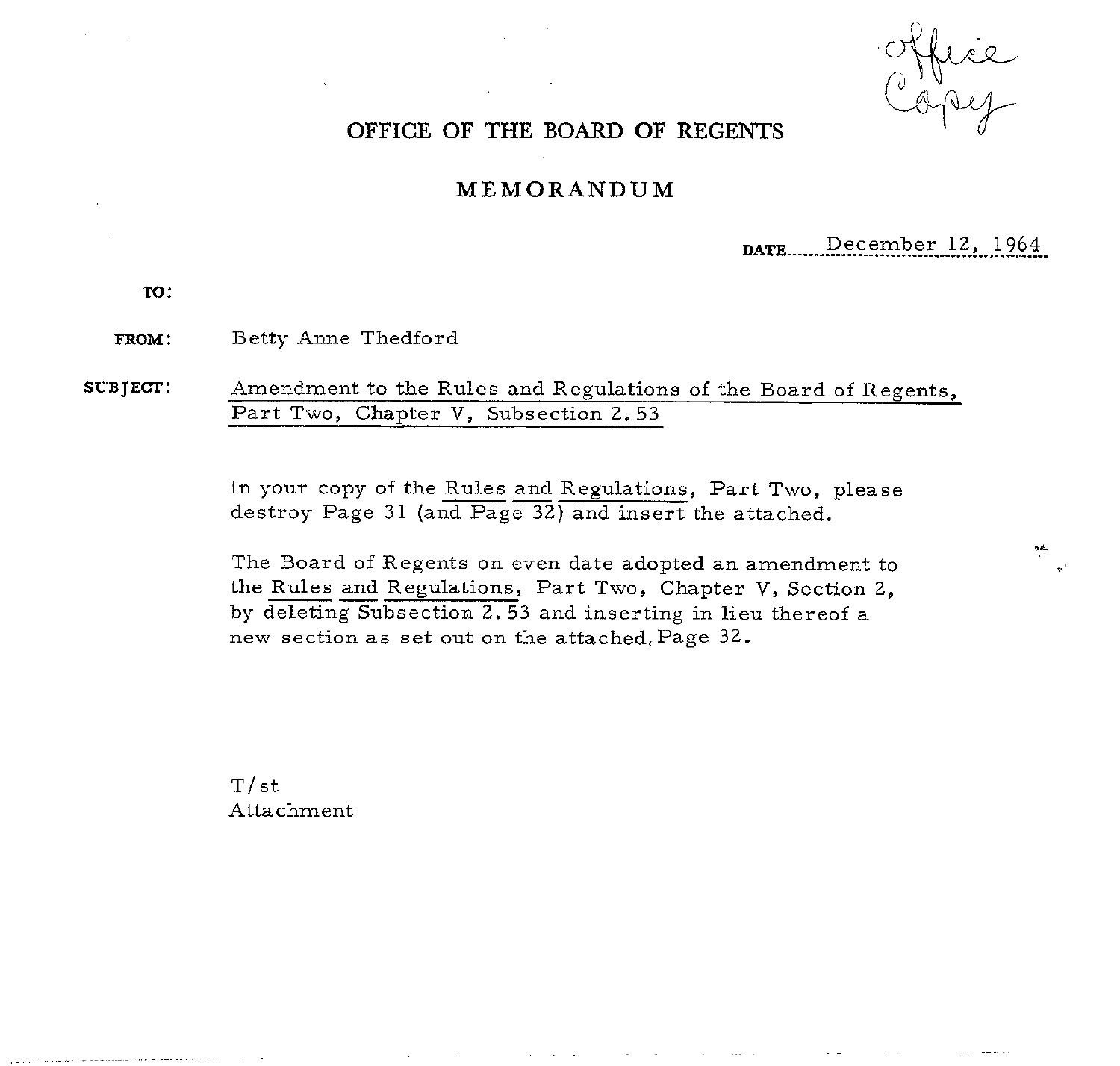Office Copy

# OFFICE OF THE BOARD OF REGENTS

## MEMORANDUM

DATE December 12, 1964

**TO:**

**FROM:** Betty Anne Thedford

**SUBJECT:** Amendment to the Rules and Regulations of the Board of Regents, Part Two, Chapter V, Subsection 2.53

In your copy of the *Rules and Regulations*, Part Two, please destroy Page 31 (and Page 32) and insert the attached.

The Board of Regents on even date adopted an amendment to the *Rules and Regulations*, Part Two, Chapter V, Section 2, by deleting Subsection 2.53 and inserting in lieu thereof a new section as set out on the attached Page 32.

T/st
Attachment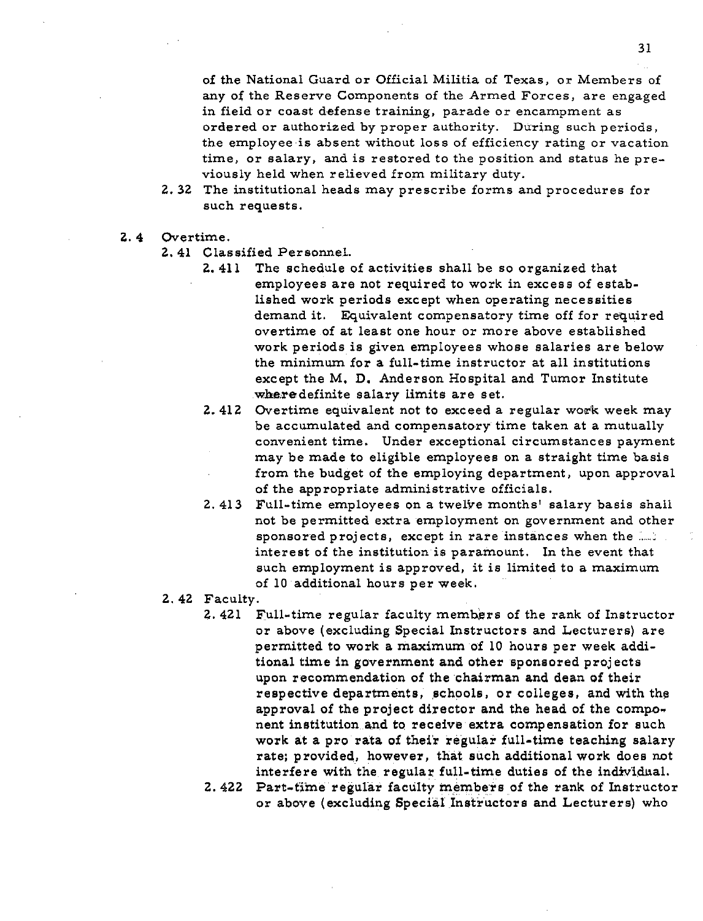of the National Guard or Official Militia of Texas, or Members of any of the Reserve Components of the Armed Forces, are engaged in field or coast defense training, parade or encampment as ordered or authorized by proper authority. During such periods, the employee is absent without loss of efficiency rating or vacation time, or salary, and is restored to the position and status he previously held when relieved from military duty.

2.32 The institutional heads may prescribe forms and procedures for such requests.

2.4 Overtime.

2.41 Classified Personnel.

2.411 The schedule of activities shall be so organized that employees are not required to work in excess of established work periods except when operating necessities demand it. Equivalent compensatory time off for required overtime of at least one hour or more above established work periods is given employees whose salaries are below the minimum for a full-time instructor at all institutions except the M. D. Anderson Hospital and Tumor Institute where definite salary limits are set.

2.412 Overtime equivalent not to exceed a regular work week may be accumulated and compensatory time taken at a mutually convenient time. Under exceptional circumstances payment may be made to eligible employees on a straight time basis from the budget of the employing department, upon approval of the appropriate administrative officials.

2.413 Full-time employees on a twelve months' salary basis shall not be permitted extra employment on government and other sponsored projects, except in rare instances when the interest of the institution is paramount. In the event that such employment is approved, it is limited to a maximum of 10 additional hours per week.

2.42 Faculty.

2.421 Full-time regular faculty members of the rank of Instructor or above (excluding Special Instructors and Lecturers) are permitted to work a maximum of 10 hours per week additional time in government and other sponsored projects upon recommendation of the chairman and dean of their respective departments, schools, or colleges, and with the approval of the project director and the head of the component institution and to receive extra compensation for such work at a pro rata of their regular full-time teaching salary rate; provided, however, that such additional work does not interfere with the regular full-time duties of the individual.

2.422 Part-time regular faculty members of the rank of Instructor or above (excluding Special Instructors and Lecturers) who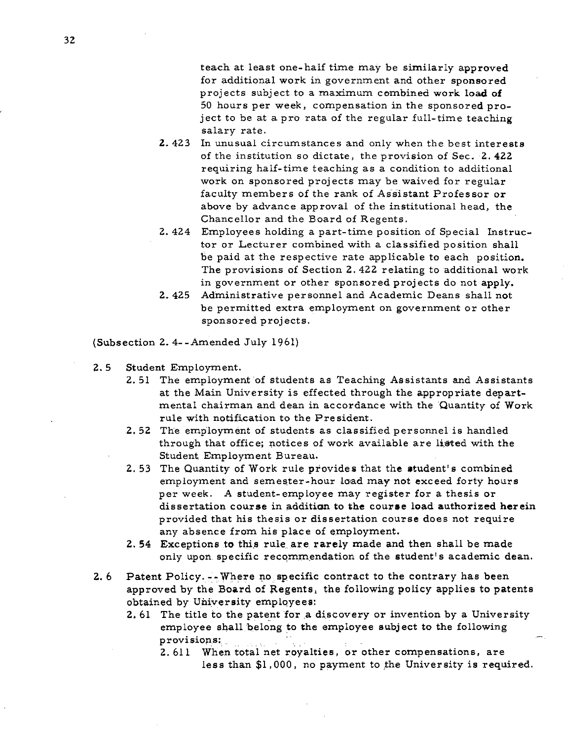teach at least one-half time may be similarly approved for additional work in government and other sponsored projects subject to a maximum combined work load of 50 hours per week, compensation in the sponsored project to be at a pro rata of the regular full-time teaching salary rate.

- 2.423 In unusual circumstances and only when the best interests of the institution so dictate, the provision of Sec. 2.422 requiring half-time teaching as a condition to additional work on sponsored projects may be waived for regular faculty members of the rank of Assistant Professor or above by advance approval of the institutional head, the Chancellor and the Board of Regents.
- 2.424 Employees holding a part-time position of Special Instructor or Lecturer combined with a classified position shall be paid at the respective rate applicable to each position. The provisions of Section 2.422 relating to additional work in government or other sponsored projects do not apply.
- 2.425 Administrative personnel and Academic Deans shall not be permitted extra employment on government or other sponsored projects.

(Subsection 2.4--Amended July 1961)

2.5 Student Employment.

- 2.51 The employment of students as Teaching Assistants and Assistants at the Main University is effected through the appropriate departmental chairman and dean in accordance with the Quantity of Work rule with notification to the President.
- 2.52 The employment of students as classified personnel is handled through that office; notices of work available are listed with the Student Employment Bureau.
- 2.53 The Quantity of Work rule provides that the student's combined employment and semester-hour load may not exceed forty hours per week. A student-employee may register for a thesis or dissertation course in addition to the course load authorized herein provided that his thesis or dissertation course does not require any absence from his place of employment.
- 2.54 Exceptions to this rule are rarely made and then shall be made only upon specific recommendation of the student's academic dean.

2.6 Patent Policy.--Where no specific contract to the contrary has been approved by the Board of Regents, the following policy applies to patents obtained by University employees:

- 2.61 The title to the patent for a discovery or invention by a University employee shall belong to the employee subject to the following provisions:
  - 2.611 When total net royalties, or other compensations, are less than $1,000, no payment to the University is required.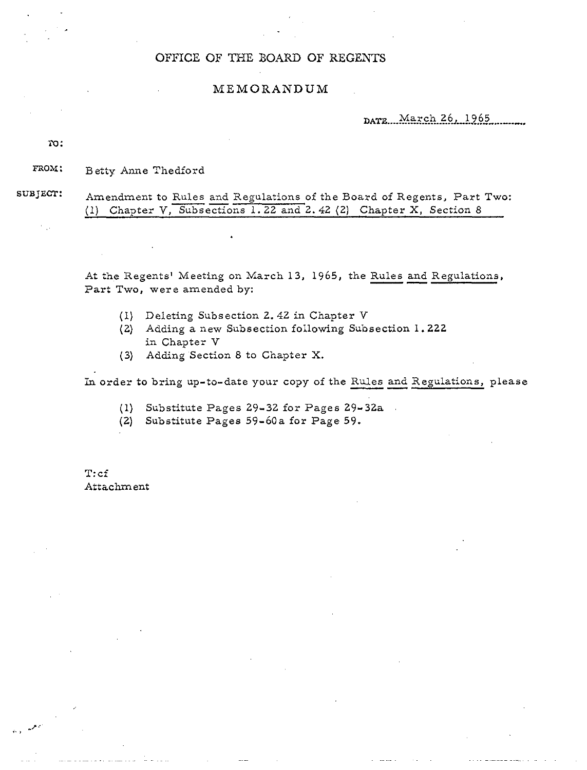# OFFICE OF THE BOARD OF REGENTS

## MEMORANDUM

DATE: March 26, 1965

TO:

FROM: Betty Anne Thedford

SUBJECT: Amendment to Rules and Regulations of the Board of Regents, Part Two: (1) Chapter V, Subsections 1.22 and 2.42 (2) Chapter X, Section 8

At the Regents' Meeting on March 13, 1965, the Rules and Regulations, Part Two, were amended by:

(1) Deleting Subsection 2.42 in Chapter V
(2) Adding a new Subsection following Subsection 1.222 in Chapter V
(3) Adding Section 8 to Chapter X.

In order to bring up-to-date your copy of the Rules and Regulations, please

(1) Substitute Pages 29-32 for Pages 29-32a
(2) Substitute Pages 59-60a for Page 59.

T:cf
Attachment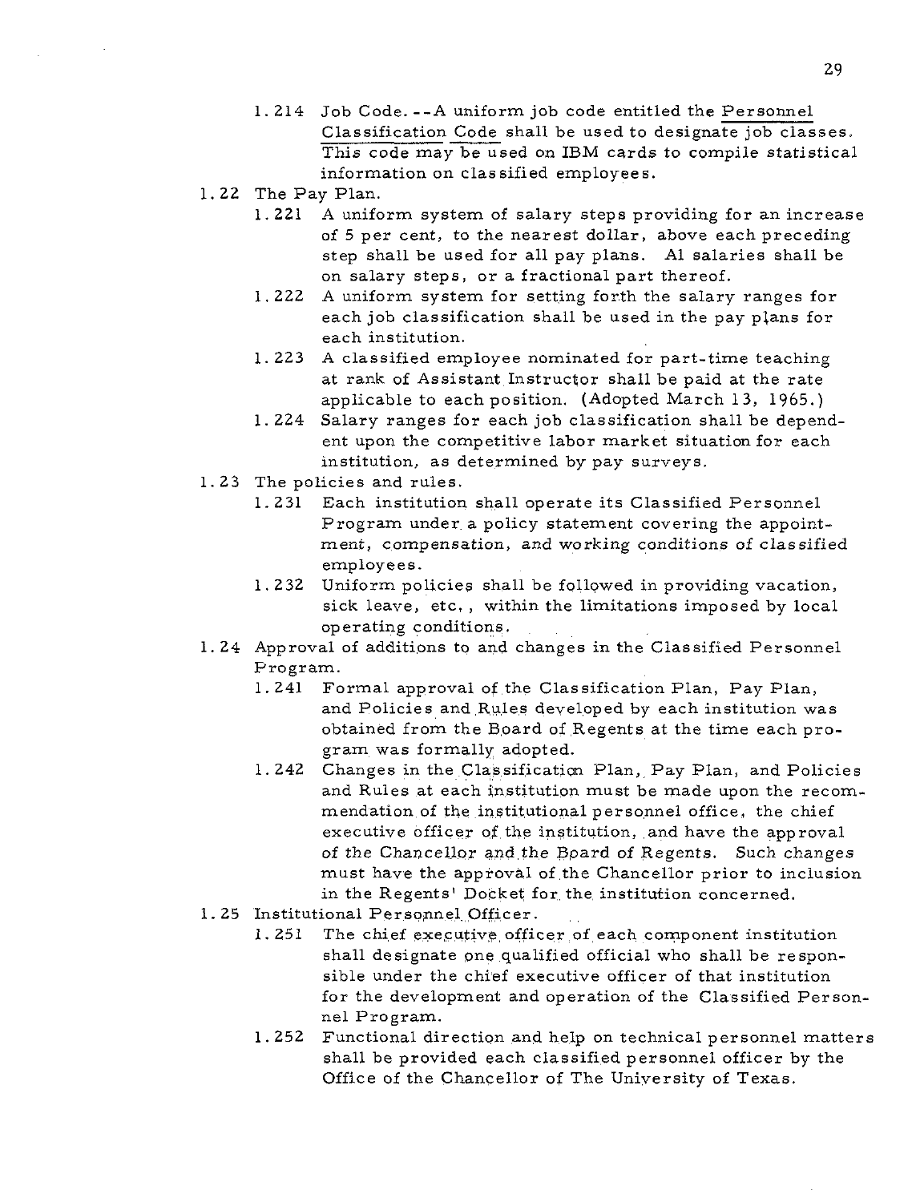1.214 Job Code.--A uniform job code entitled the <u>Personnel Classification Code</u> shall be used to designate job classes. This code may be used on IBM cards to compile statistical information on classified employees.

1.22 The Pay Plan.

1.221 A uniform system of salary steps providing for an increase of 5 per cent, to the nearest dollar, above each preceding step shall be used for all pay plans. Al salaries shall be on salary steps, or a fractional part thereof.

1.222 A uniform system for setting forth the salary ranges for each job classification shall be used in the pay plans for each institution.

1.223 A classified employee nominated for part-time teaching at rank of Assistant Instructor shall be paid at the rate applicable to each position. (Adopted March 13, 1965.)

1.224 Salary ranges for each job classification shall be dependent upon the competitive labor market situation for each institution, as determined by pay surveys.

1.23 The policies and rules.

1.231 Each institution shall operate its Classified Personnel Program under a policy statement covering the appointment, compensation, and working conditions of classified employees.

1.232 Uniform policies shall be followed in providing vacation, sick leave, etc., within the limitations imposed by local operating conditions.

1.24 Approval of additions to and changes in the Classified Personnel Program.

1.241 Formal approval of the Classification Plan, Pay Plan, and Policies and Rules developed by each institution was obtained from the Board of Regents at the time each program was formally adopted.

1.242 Changes in the Classification Plan, Pay Plan, and Policies and Rules at each institution must be made upon the recommendation of the institutional personnel office, the chief executive officer of the institution, and have the approval of the Chancellor and the Board of Regents. Such changes must have the approval of the Chancellor prior to inclusion in the Regents' Docket for the institution concerned.

1.25 Institutional Personnel Officer.

1.251 The chief executive officer of each component institution shall designate one qualified official who shall be responsible under the chief executive officer of that institution for the development and operation of the Classified Personnel Program.

1.252 Functional direction and help on technical personnel matters shall be provided each classified personnel officer by the Office of the Chancellor of The University of Texas.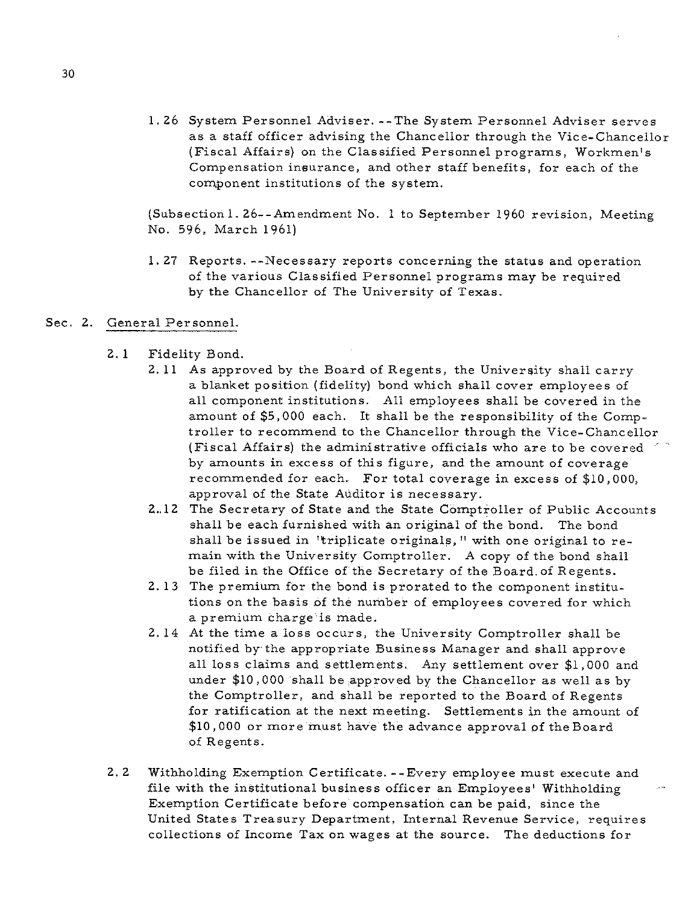1.26 System Personnel Adviser.--The System Personnel Adviser serves as a staff officer advising the Chancellor through the Vice-Chancellor (Fiscal Affairs) on the Classified Personnel programs, Workmen's Compensation insurance, and other staff benefits, for each of the component institutions of the system.

(Subsection 1.26--Amendment No. 1 to September 1960 revision, Meeting No. 596, March 1961)

1.27 Reports.--Necessary reports concerning the status and operation of the various Classified Personnel programs may be required by the Chancellor of The University of Texas.

Sec. 2. General Personnel.

2.1 Fidelity Bond.

2.11 As approved by the Board of Regents, the University shall carry a blanket position (fidelity) bond which shall cover employees of all component institutions. All employees shall be covered in the amount of $5,000 each. It shall be the responsibility of the Comptroller to recommend to the Chancellor through the Vice-Chancellor (Fiscal Affairs) the administrative officials who are to be covered by amounts in excess of this figure, and the amount of coverage recommended for each. For total coverage in excess of $10,000, approval of the State Auditor is necessary.

2.12 The Secretary of State and the State Comptroller of Public Accounts shall be each furnished with an original of the bond. The bond shall be issued in "triplicate originals," with one original to remain with the University Comptroller. A copy of the bond shall be filed in the Office of the Secretary of the Board of Regents.

2.13 The premium for the bond is prorated to the component institutions on the basis of the number of employees covered for which a premium charge is made.

2.14 At the time a loss occurs, the University Comptroller shall be notified by the appropriate Business Manager and shall approve all loss claims and settlements. Any settlement over $1,000 and under $10,000 shall be approved by the Chancellor as well as by the Comptroller, and shall be reported to the Board of Regents for ratification at the next meeting. Settlements in the amount of $10,000 or more must have the advance approval of the Board of Regents.

2.2 Withholding Exemption Certificate.--Every employee must execute and file with the institutional business officer an Employees' Withholding Exemption Certificate before compensation can be paid, since the United States Treasury Department, Internal Revenue Service, requires collections of Income Tax on wages at the source. The deductions for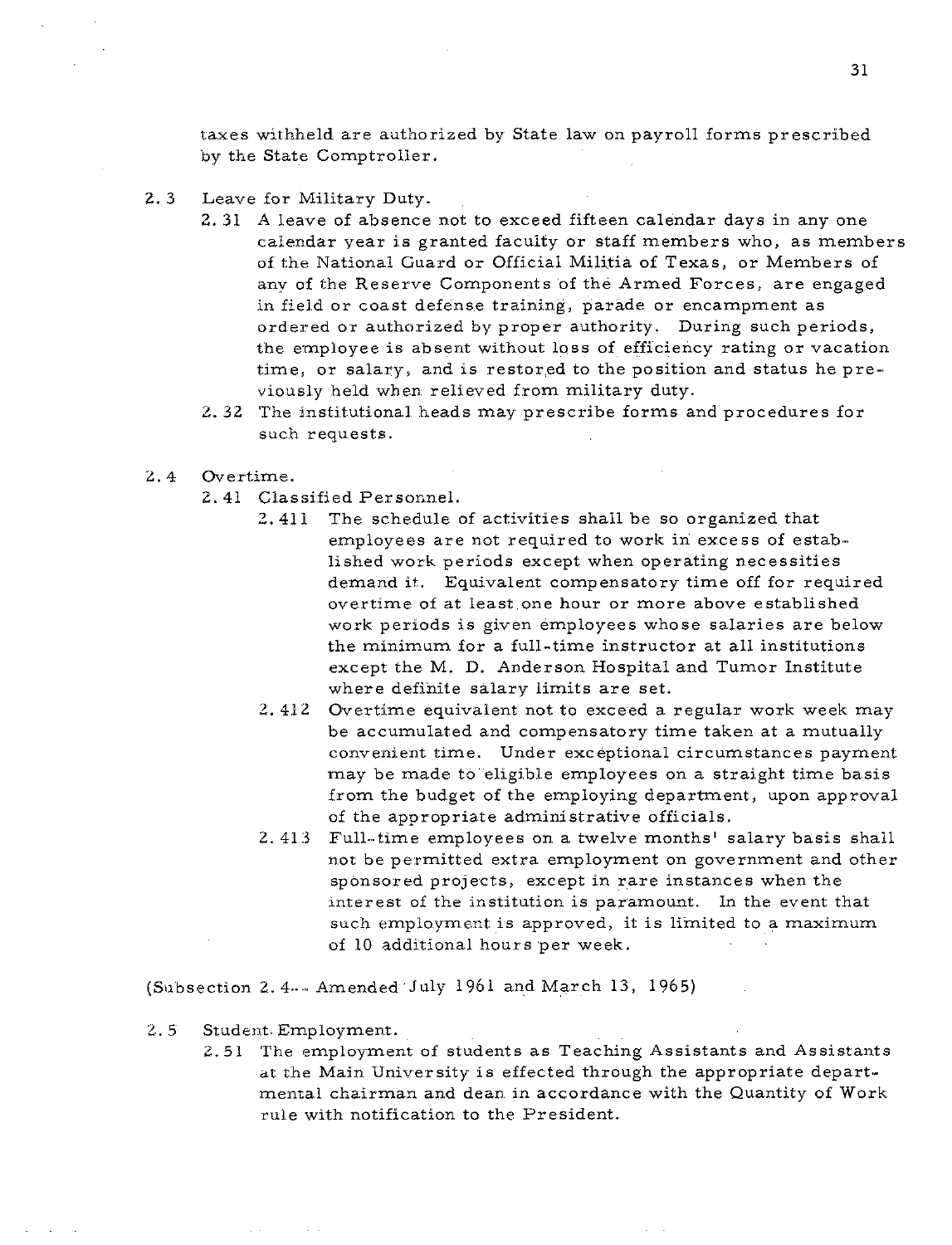taxes withheld are authorized by State law on payroll forms prescribed by the State Comptroller.

2.3 Leave for Military Duty.

2.31 A leave of absence not to exceed fifteen calendar days in any one calendar year is granted faculty or staff members who, as members of the National Guard or Official Militia of Texas, or Members of any of the Reserve Components of the Armed Forces, are engaged in field or coast defense training, parade or encampment as ordered or authorized by proper authority. During such periods, the employee is absent without loss of efficiency rating or vacation time, or salary, and is restored to the position and status he previously held when relieved from military duty.

2.32 The institutional heads may prescribe forms and procedures for such requests.

2.4 Overtime.

2.41 Classified Personnel.

2.411 The schedule of activities shall be so organized that employees are not required to work in excess of established work periods except when operating necessities demand it. Equivalent compensatory time off for required overtime of at least one hour or more above established work periods is given employees whose salaries are below the minimum for a full-time instructor at all institutions except the M. D. Anderson Hospital and Tumor Institute where definite salary limits are set.

2.412 Overtime equivalent not to exceed a regular work week may be accumulated and compensatory time taken at a mutually convenient time. Under exceptional circumstances payment may be made to eligible employees on a straight time basis from the budget of the employing department, upon approval of the appropriate administrative officials.

2.413 Full-time employees on a twelve months' salary basis shall not be permitted extra employment on government and other sponsored projects, except in rare instances when the interest of the institution is paramount. In the event that such employment is approved, it is limited to a maximum of 10 additional hours per week.

(Subsection 2.4-- Amended July 1961 and March 13, 1965)

2.5 Student Employment.

2.51 The employment of students as Teaching Assistants and Assistants at the Main University is effected through the appropriate departmental chairman and dean in accordance with the Quantity of Work rule with notification to the President.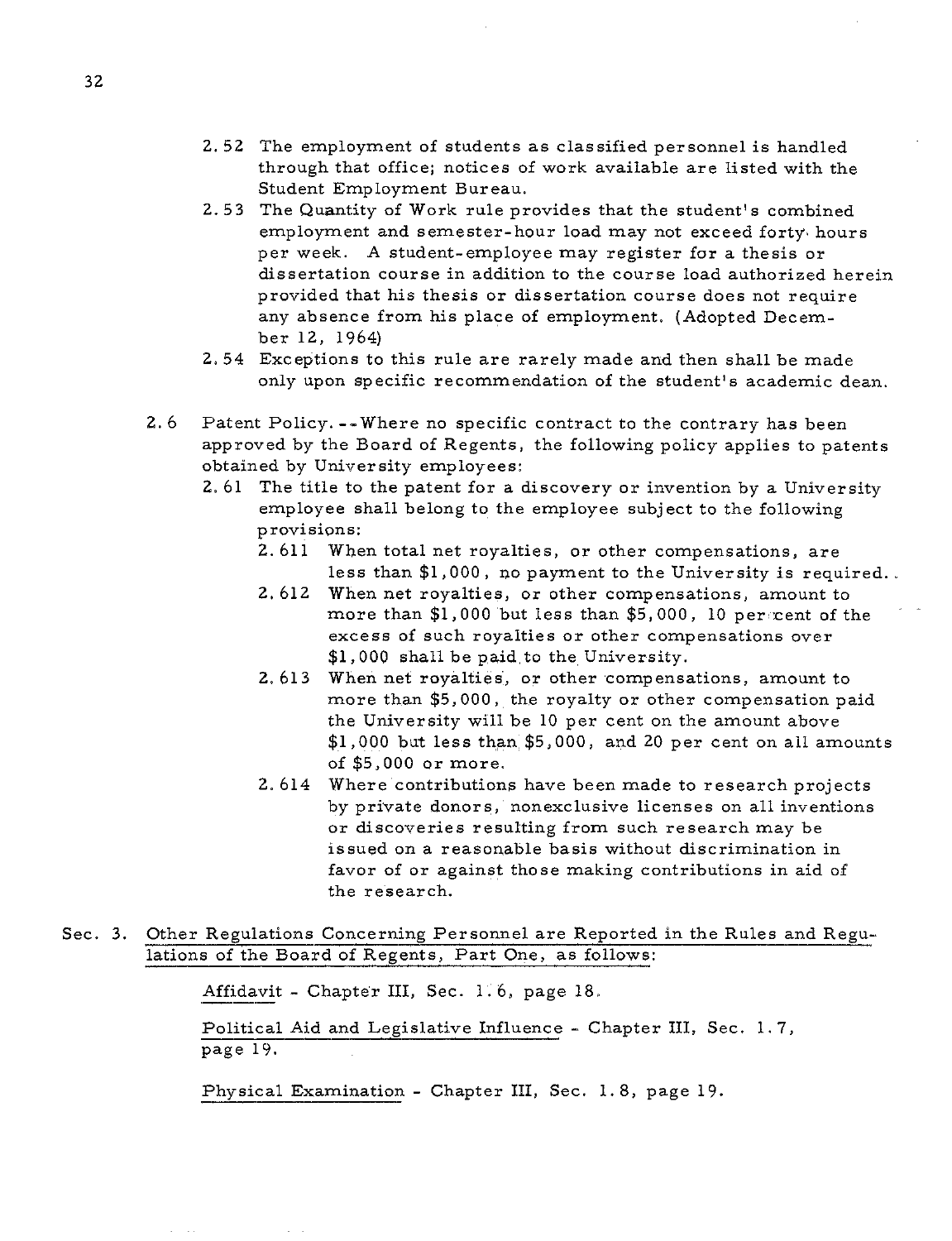2.52 The employment of students as classified personnel is handled through that office; notices of work available are listed with the Student Employment Bureau.

2.53 The Quantity of Work rule provides that the student's combined employment and semester-hour load may not exceed forty hours per week. A student-employee may register for a thesis or dissertation course in addition to the course load authorized herein provided that his thesis or dissertation course does not require any absence from his place of employment. (Adopted December 12, 1964)

2.54 Exceptions to this rule are rarely made and then shall be made only upon specific recommendation of the student's academic dean.

2.6 Patent Policy.--Where no specific contract to the contrary has been approved by the Board of Regents, the following policy applies to patents obtained by University employees:

2.61 The title to the patent for a discovery or invention by a University employee shall belong to the employee subject to the following provisions:

2.611 When total net royalties, or other compensations, are less than $1,000, no payment to the University is required.

2.612 When net royalties, or other compensations, amount to more than $1,000 but less than $5,000, 10 per cent of the excess of such royalties or other compensations over $1,000 shall be paid to the University.

2.613 When net royalties, or other compensations, amount to more than $5,000, the royalty or other compensation paid the University will be 10 per cent on the amount above $1,000 but less than $5,000, and 20 per cent on all amounts of $5,000 or more.

2.614 Where contributions have been made to research projects by private donors, nonexclusive licenses on all inventions or discoveries resulting from such research may be issued on a reasonable basis without discrimination in favor of or against those making contributions in aid of the research.

Sec. 3. <u>Other Regulations Concerning Personnel are Reported in the Rules and Regulations of the Board of Regents, Part One, as follows:</u>

<u>Affidavit</u> - Chapter III, Sec. 1.6, page 18.

<u>Political Aid and Legislative Influence</u> - Chapter III, Sec. 1.7, page 19.

<u>Physical Examination</u> - Chapter III, Sec. 1.8, page 19.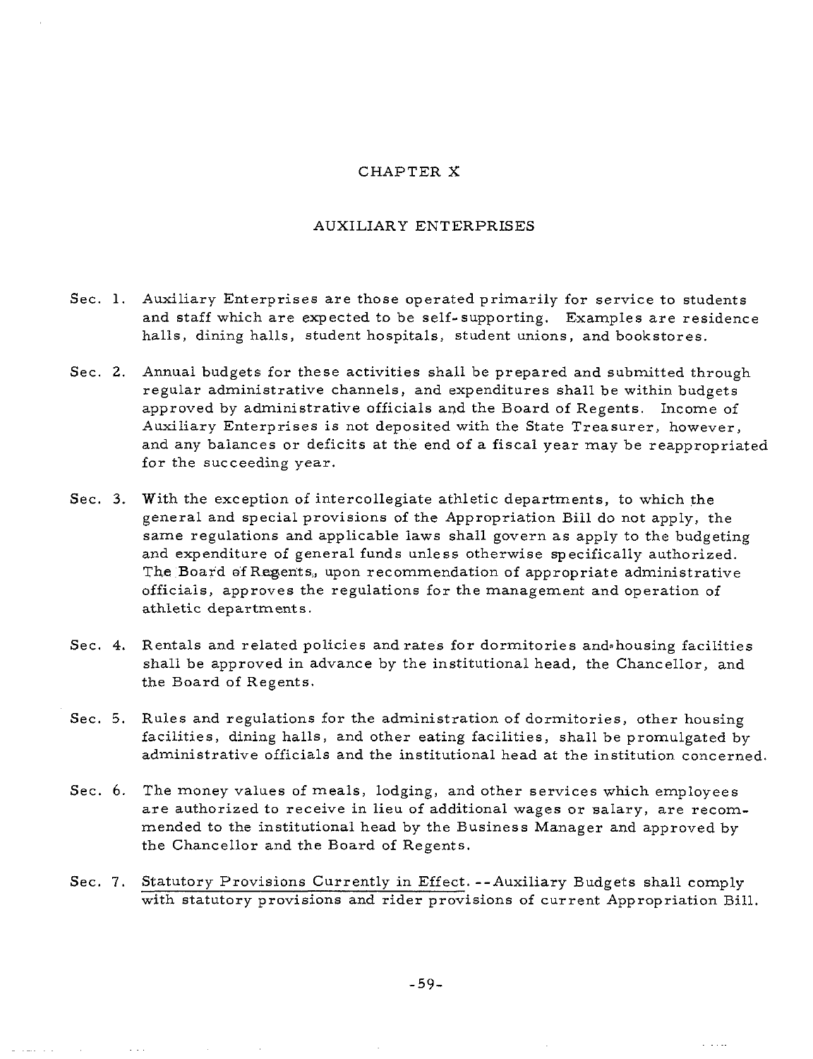# CHAPTER X

## AUXILIARY ENTERPRISES

Sec. 1. Auxiliary Enterprises are those operated primarily for service to students and staff which are expected to be self-supporting. Examples are residence halls, dining halls, student hospitals, student unions, and bookstores.

Sec. 2. Annual budgets for these activities shall be prepared and submitted through regular administrative channels, and expenditures shall be within budgets approved by administrative officials and the Board of Regents. Income of Auxiliary Enterprises is not deposited with the State Treasurer, however, and any balances or deficits at the end of a fiscal year may be reappropriated for the succeeding year.

Sec. 3. With the exception of intercollegiate athletic departments, to which the general and special provisions of the Appropriation Bill do not apply, the same regulations and applicable laws shall govern as apply to the budgeting and expenditure of general funds unless otherwise specifically authorized. The Board of Regents, upon recommendation of appropriate administrative officials, approves the regulations for the management and operation of athletic departments.

Sec. 4. Rentals and related policies and rates for dormitories and housing facilities shall be approved in advance by the institutional head, the Chancellor, and the Board of Regents.

Sec. 5. Rules and regulations for the administration of dormitories, other housing facilities, dining halls, and other eating facilities, shall be promulgated by administrative officials and the institutional head at the institution concerned.

Sec. 6. The money values of meals, lodging, and other services which employees are authorized to receive in lieu of additional wages or salary, are recommended to the institutional head by the Business Manager and approved by the Chancellor and the Board of Regents.

Sec. 7. <u>Statutory Provisions Currently in Effect.</u> --Auxiliary Budgets shall comply with statutory provisions and rider provisions of current Appropriation Bill.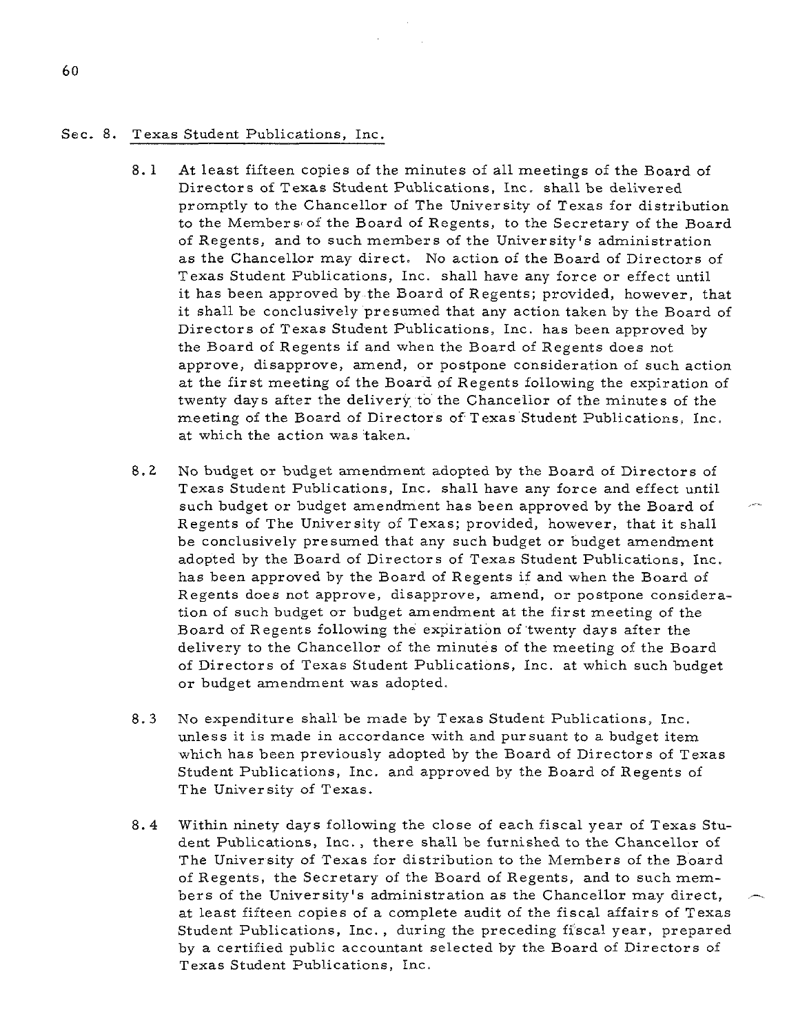## Sec. 8. Texas Student Publications, Inc.

8.1 At least fifteen copies of the minutes of all meetings of the Board of Directors of Texas Student Publications, Inc. shall be delivered promptly to the Chancellor of The University of Texas for distribution to the Members of the Board of Regents, to the Secretary of the Board of Regents, and to such members of the University's administration as the Chancellor may direct. No action of the Board of Directors of Texas Student Publications, Inc. shall have any force or effect until it has been approved by the Board of Regents; provided, however, that it shall be conclusively presumed that any action taken by the Board of Directors of Texas Student Publications, Inc. has been approved by the Board of Regents if and when the Board of Regents does not approve, disapprove, amend, or postpone consideration of such action at the first meeting of the Board of Regents following the expiration of twenty days after the delivery to the Chancellor of the minutes of the meeting of the Board of Directors of Texas Student Publications, Inc. at which the action was taken.

8.2 No budget or budget amendment adopted by the Board of Directors of Texas Student Publications, Inc. shall have any force and effect until such budget or budget amendment has been approved by the Board of Regents of The University of Texas; provided, however, that it shall be conclusively presumed that any such budget or budget amendment adopted by the Board of Directors of Texas Student Publications, Inc. has been approved by the Board of Regents if and when the Board of Regents does not approve, disapprove, amend, or postpone consideration of such budget or budget amendment at the first meeting of the Board of Regents following the expiration of twenty days after the delivery to the Chancellor of the minutes of the meeting of the Board of Directors of Texas Student Publications, Inc. at which such budget or budget amendment was adopted.

8.3 No expenditure shall be made by Texas Student Publications, Inc. unless it is made in accordance with and pursuant to a budget item which has been previously adopted by the Board of Directors of Texas Student Publications, Inc. and approved by the Board of Regents of The University of Texas.

8.4 Within ninety days following the close of each fiscal year of Texas Student Publications, Inc., there shall be furnished to the Chancellor of The University of Texas for distribution to the Members of the Board of Regents, the Secretary of the Board of Regents, and to such members of the University's administration as the Chancellor may direct, at least fifteen copies of a complete audit of the fiscal affairs of Texas Student Publications, Inc., during the preceding fiscal year, prepared by a certified public accountant selected by the Board of Directors of Texas Student Publications, Inc.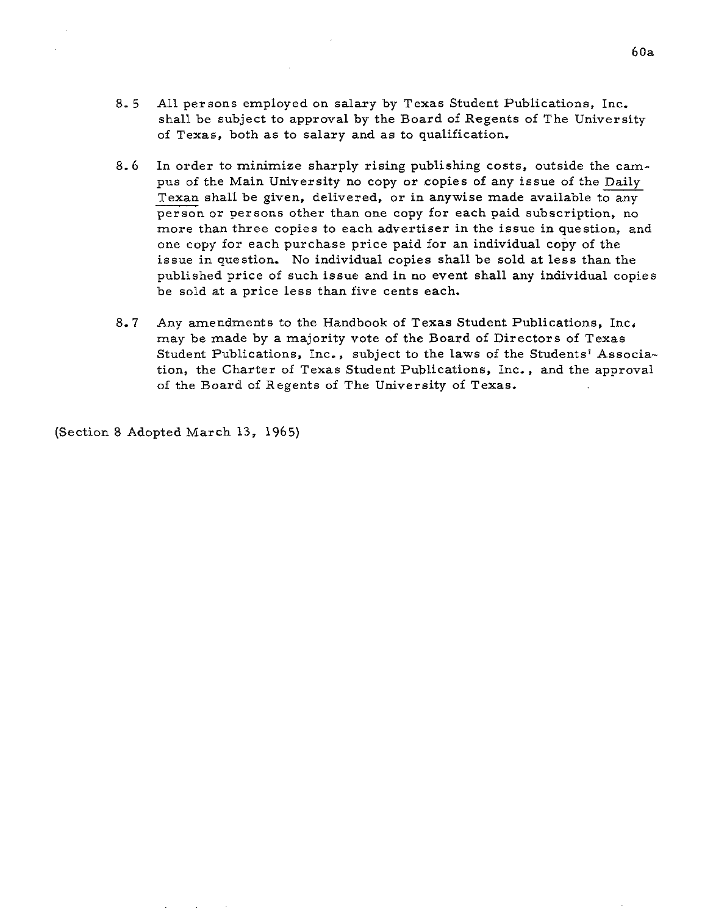8.5 All persons employed on salary by Texas Student Publications, Inc. shall be subject to approval by the Board of Regents of The University of Texas, both as to salary and as to qualification.

8.6 In order to minimize sharply rising publishing costs, outside the campus of the Main University no copy or copies of any issue of the Daily Texan shall be given, delivered, or in anywise made available to any person or persons other than one copy for each paid subscription, no more than three copies to each advertiser in the issue in question, and one copy for each purchase price paid for an individual copy of the issue in question. No individual copies shall be sold at less than the published price of such issue and in no event shall any individual copies be sold at a price less than five cents each.

8.7 Any amendments to the Handbook of Texas Student Publications, Inc. may be made by a majority vote of the Board of Directors of Texas Student Publications, Inc., subject to the laws of the Students' Association, the Charter of Texas Student Publications, Inc., and the approval of the Board of Regents of The University of Texas.

(Section 8 Adopted March 13, 1965)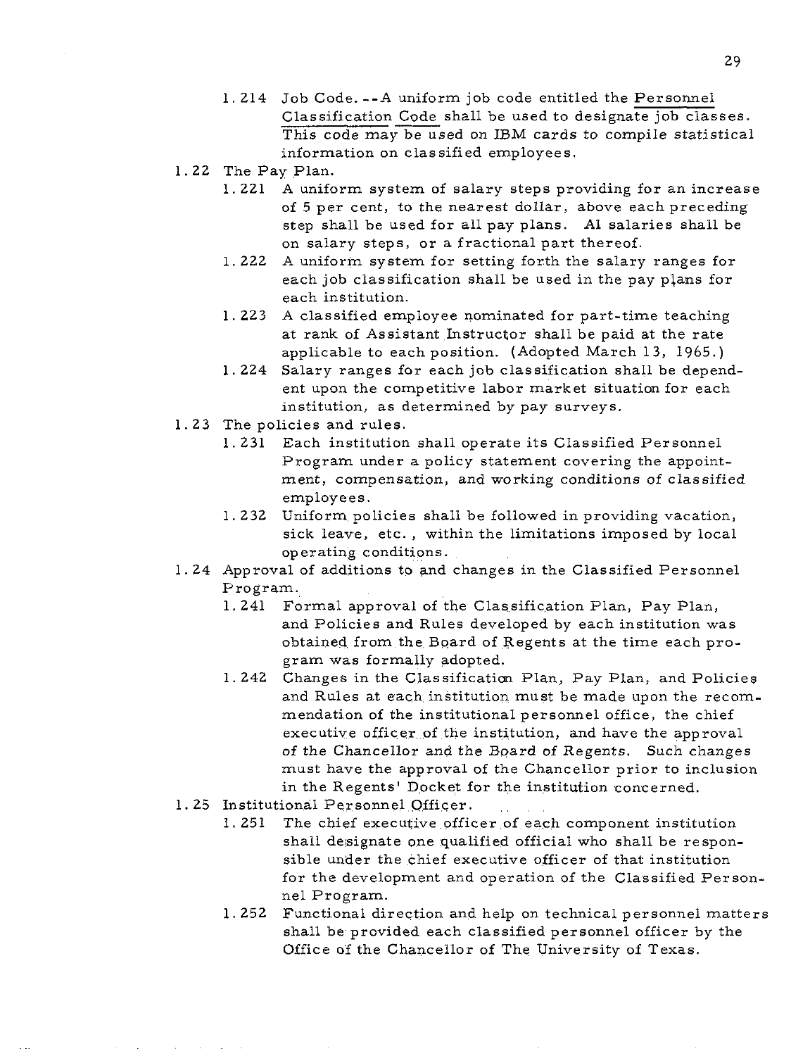1.214 Job Code.--A uniform job code entitled the Personnel Classification Code shall be used to designate job classes. This code may be used on IBM cards to compile statistical information on classified employees.

1.22 The Pay Plan.

1.221 A uniform system of salary steps providing for an increase of 5 per cent, to the nearest dollar, above each preceding step shall be used for all pay plans. Al salaries shall be on salary steps, or a fractional part thereof.

1.222 A uniform system for setting forth the salary ranges for each job classification shall be used in the pay plans for each institution.

1.223 A classified employee nominated for part-time teaching at rank of Assistant Instructor shall be paid at the rate applicable to each position. (Adopted March 13, 1965.)

1.224 Salary ranges for each job classification shall be dependent upon the competitive labor market situation for each institution, as determined by pay surveys.

1.23 The policies and rules.

1.231 Each institution shall operate its Classified Personnel Program under a policy statement covering the appointment, compensation, and working conditions of classified employees.

1.232 Uniform policies shall be followed in providing vacation, sick leave, etc., within the limitations imposed by local operating conditions.

1.24 Approval of additions to and changes in the Classified Personnel Program.

1.241 Formal approval of the Classification Plan, Pay Plan, and Policies and Rules developed by each institution was obtained from the Board of Regents at the time each program was formally adopted.

1.242 Changes in the Classification Plan, Pay Plan, and Policies and Rules at each institution must be made upon the recommendation of the institutional personnel office, the chief executive officer of the institution, and have the approval of the Chancellor and the Board of Regents. Such changes must have the approval of the Chancellor prior to inclusion in the Regents' Docket for the institution concerned.

1.25 Institutional Personnel Officer.

1.251 The chief executive officer of each component institution shall designate one qualified official who shall be responsible under the chief executive officer of that institution for the development and operation of the Classified Personnel Program.

1.252 Functional direction and help on technical personnel matters shall be provided each classified personnel officer by the Office of the Chancellor of The University of Texas.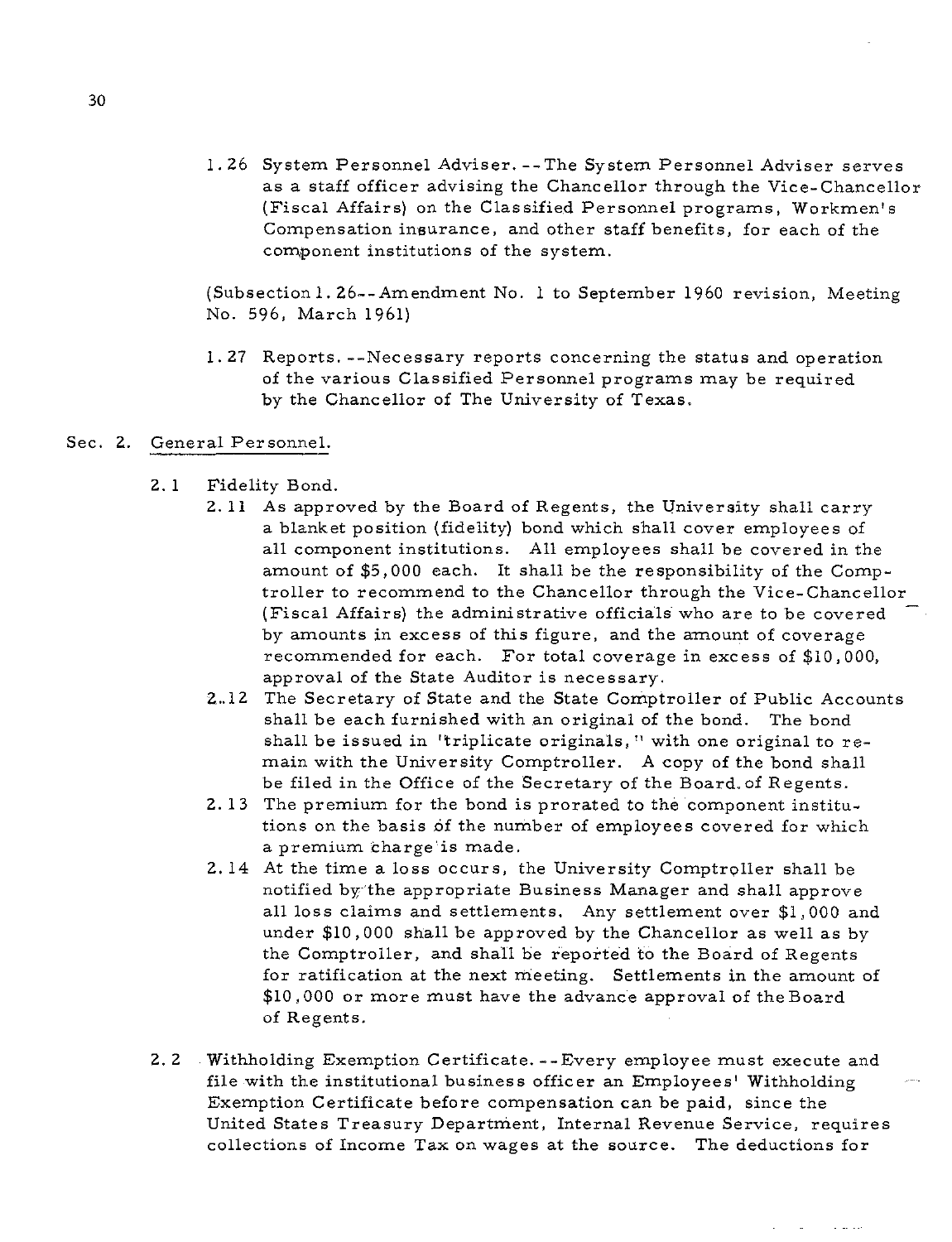1.26 System Personnel Adviser. --The System Personnel Adviser serves as a staff officer advising the Chancellor through the Vice-Chancellor (Fiscal Affairs) on the Classified Personnel programs, Workmen's Compensation insurance, and other staff benefits, for each of the component institutions of the system.

(Subsection 1.26--Amendment No. 1 to September 1960 revision, Meeting No. 596, March 1961)

1.27 Reports. --Necessary reports concerning the status and operation of the various Classified Personnel programs may be required by the Chancellor of The University of Texas.

## Sec. 2. General Personnel.

2.1 Fidelity Bond.

2.11 As approved by the Board of Regents, the University shall carry a blanket position (fidelity) bond which shall cover employees of all component institutions. All employees shall be covered in the amount of $5,000 each. It shall be the responsibility of the Comptroller to recommend to the Chancellor through the Vice-Chancellor (Fiscal Affairs) the administrative officials who are to be covered by amounts in excess of this figure, and the amount of coverage recommended for each. For total coverage in excess of $10,000, approval of the State Auditor is necessary.

2.12 The Secretary of State and the State Comptroller of Public Accounts shall be each furnished with an original of the bond. The bond shall be issued in "triplicate originals," with one original to remain with the University Comptroller. A copy of the bond shall be filed in the Office of the Secretary of the Board of Regents.

2.13 The premium for the bond is prorated to the component institutions on the basis of the number of employees covered for which a premium charge is made.

2.14 At the time a loss occurs, the University Comptroller shall be notified by the appropriate Business Manager and shall approve all loss claims and settlements. Any settlement over $1,000 and under $10,000 shall be approved by the Chancellor as well as by the Comptroller, and shall be reported to the Board of Regents for ratification at the next meeting. Settlements in the amount of $10,000 or more must have the advance approval of the Board of Regents.

2.2 Withholding Exemption Certificate. --Every employee must execute and file with the institutional business officer an Employees' Withholding Exemption Certificate before compensation can be paid, since the United States Treasury Department, Internal Revenue Service, requires collections of Income Tax on wages at the source. The deductions for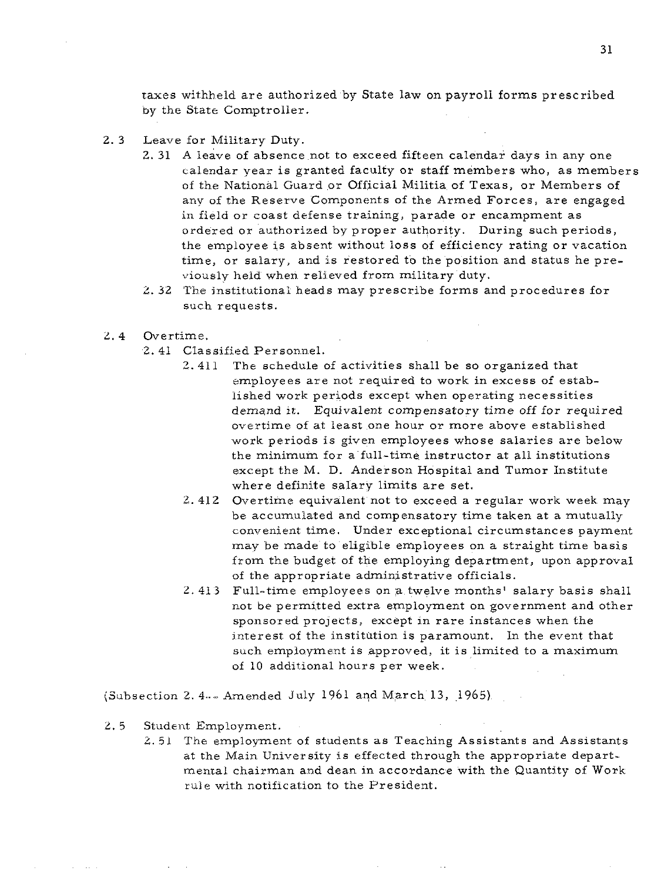taxes withheld are authorized by State law on payroll forms prescribed by the State Comptroller.

2.3 Leave for Military Duty.

2.31 A leave of absence not to exceed fifteen calendar days in any one calendar year is granted faculty or staff members who, as members of the National Guard or Official Militia of Texas, or Members of any of the Reserve Components of the Armed Forces, are engaged in field or coast defense training, parade or encampment as ordered or authorized by proper authority. During such periods, the employee is absent without loss of efficiency rating or vacation time, or salary, and is restored to the position and status he previously held when relieved from military duty.

2.32 The institutional heads may prescribe forms and procedures for such requests.

2.4 Overtime.

2.41 Classified Personnel.

2.411 The schedule of activities shall be so organized that employees are not required to work in excess of established work periods except when operating necessities demand it. Equivalent compensatory time off for required overtime of at least one hour or more above established work periods is given employees whose salaries are below the minimum for a full-time instructor at all institutions except the M. D. Anderson Hospital and Tumor Institute where definite salary limits are set.

2.412 Overtime equivalent not to exceed a regular work week may be accumulated and compensatory time taken at a mutually convenient time. Under exceptional circumstances payment may be made to eligible employees on a straight time basis from the budget of the employing department, upon approval of the appropriate administrative officials.

2.413 Full-time employees on a twelve months' salary basis shall not be permitted extra employment on government and other sponsored projects, except in rare instances when the interest of the institution is paramount. In the event that such employment is approved, it is limited to a maximum of 10 additional hours per week.

(Subsection 2.4-- Amended July 1961 and March 13, 1965)

2.5 Student Employment.

2.51 The employment of students as Teaching Assistants and Assistants at the Main University is effected through the appropriate departmental chairman and dean in accordance with the Quantity of Work rule with notification to the President.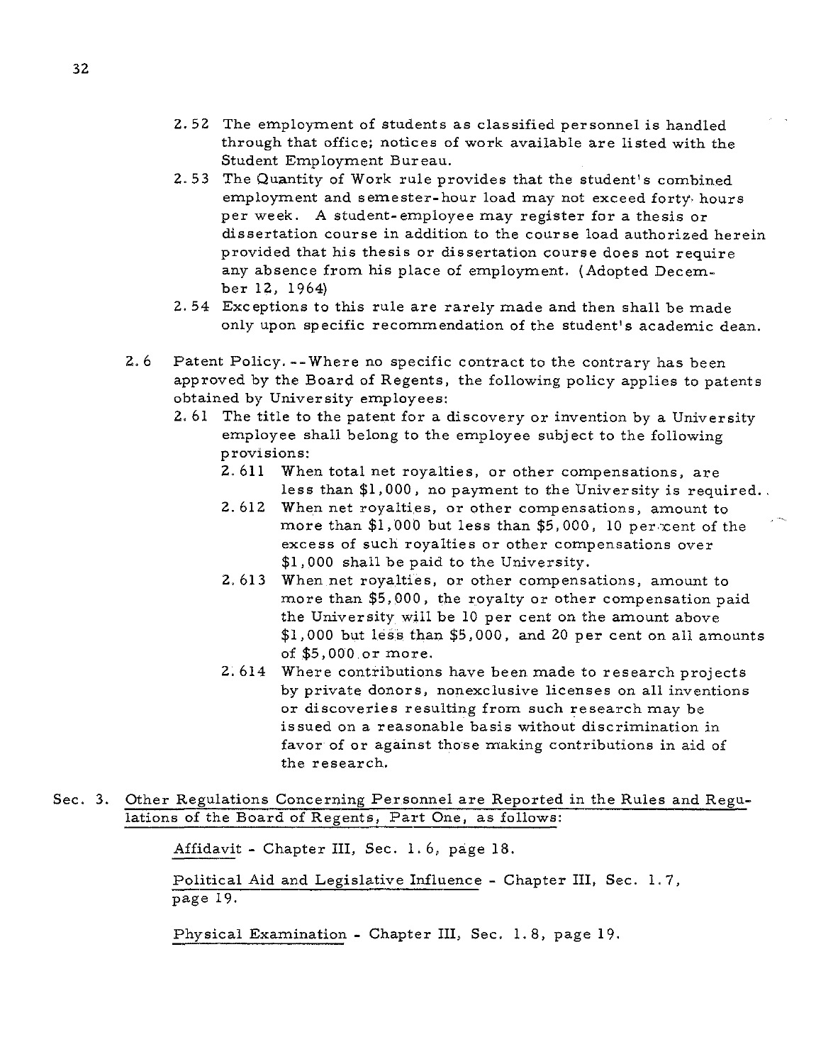2.52 The employment of students as classified personnel is handled through that office; notices of work available are listed with the Student Employment Bureau.

2.53 The Quantity of Work rule provides that the student's combined employment and semester-hour load may not exceed forty hours per week. A student-employee may register for a thesis or dissertation course in addition to the course load authorized herein provided that his thesis or dissertation course does not require any absence from his place of employment. (Adopted December 12, 1964)

2.54 Exceptions to this rule are rarely made and then shall be made only upon specific recommendation of the student's academic dean.

2.6 Patent Policy.--Where no specific contract to the contrary has been approved by the Board of Regents, the following policy applies to patents obtained by University employees:

2.61 The title to the patent for a discovery or invention by a University employee shall belong to the employee subject to the following provisions:

2.611 When total net royalties, or other compensations, are less than $1,000, no payment to the University is required.

2.612 When net royalties, or other compensations, amount to more than $1,000 but less than $5,000, 10 per cent of the excess of such royalties or other compensations over $1,000 shall be paid to the University.

2.613 When net royalties, or other compensations, amount to more than $5,000, the royalty or other compensation paid the University will be 10 per cent on the amount above $1,000 but less than $5,000, and 20 per cent on all amounts of $5,000 or more.

2.614 Where contributions have been made to research projects by private donors, nonexclusive licenses on all inventions or discoveries resulting from such research may be issued on a reasonable basis without discrimination in favor of or against those making contributions in aid of the research.

Sec. 3. Other Regulations Concerning Personnel are Reported in the Rules and Regulations of the Board of Regents, Part One, as follows:

Affidavit - Chapter III, Sec. 1.6, page 18.

Political Aid and Legislative Influence - Chapter III, Sec. 1.7, page 19.

Physical Examination - Chapter III, Sec. 1.8, page 19.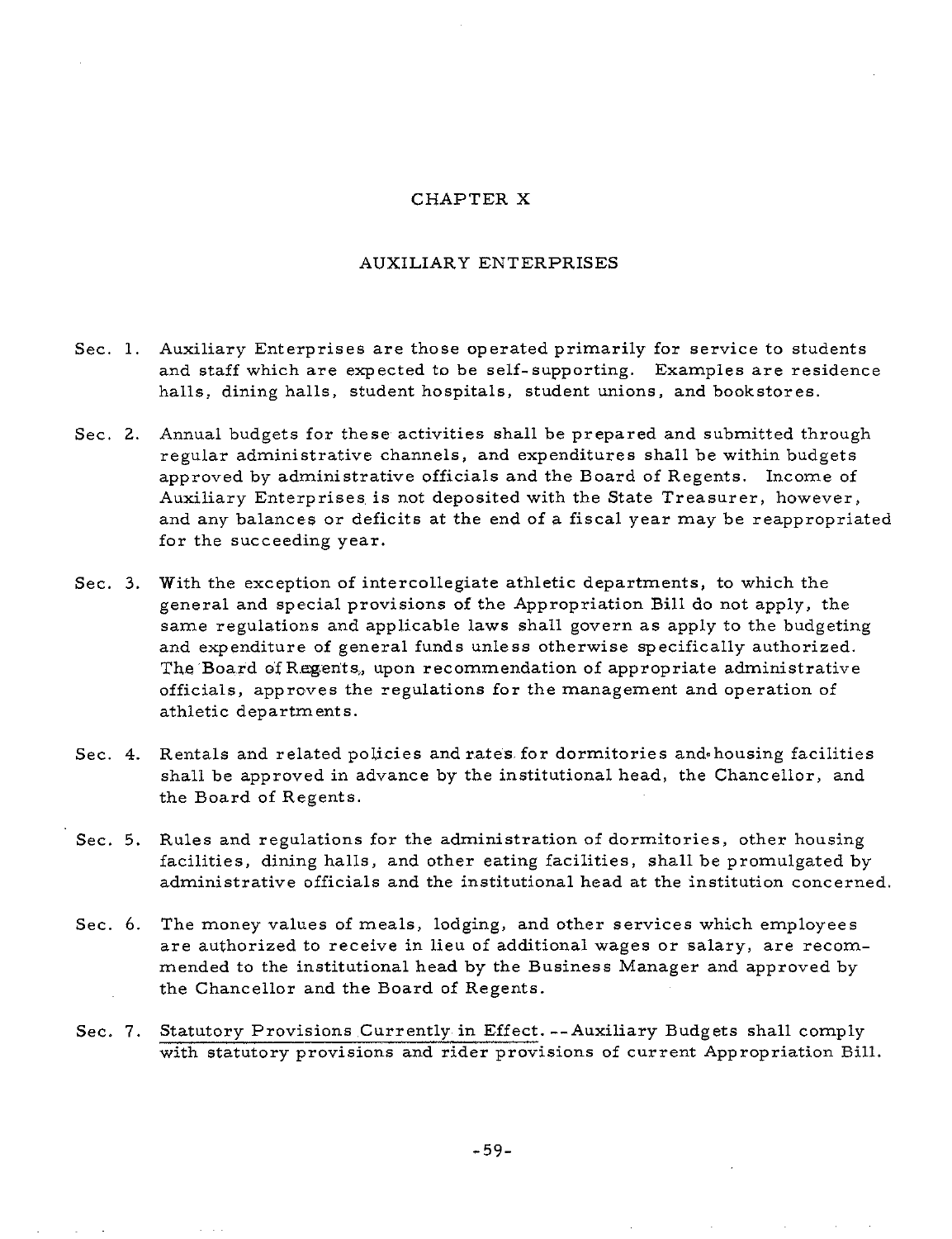# CHAPTER X

## AUXILIARY ENTERPRISES

Sec. 1. Auxiliary Enterprises are those operated primarily for service to students and staff which are expected to be self-supporting. Examples are residence halls, dining halls, student hospitals, student unions, and bookstores.

Sec. 2. Annual budgets for these activities shall be prepared and submitted through regular administrative channels, and expenditures shall be within budgets approved by administrative officials and the Board of Regents. Income of Auxiliary Enterprises is not deposited with the State Treasurer, however, and any balances or deficits at the end of a fiscal year may be reappropriated for the succeeding year.

Sec. 3. With the exception of intercollegiate athletic departments, to which the general and special provisions of the Appropriation Bill do not apply, the same regulations and applicable laws shall govern as apply to the budgeting and expenditure of general funds unless otherwise specifically authorized. The Board of Regents, upon recommendation of appropriate administrative officials, approves the regulations for the management and operation of athletic departments.

Sec. 4. Rentals and related policies and rates for dormitories and housing facilities shall be approved in advance by the institutional head, the Chancellor, and the Board of Regents.

Sec. 5. Rules and regulations for the administration of dormitories, other housing facilities, dining halls, and other eating facilities, shall be promulgated by administrative officials and the institutional head at the institution concerned.

Sec. 6. The money values of meals, lodging, and other services which employees are authorized to receive in lieu of additional wages or salary, are recommended to the institutional head by the Business Manager and approved by the Chancellor and the Board of Regents.

Sec. 7. Statutory Provisions Currently in Effect. --Auxiliary Budgets shall comply with statutory provisions and rider provisions of current Appropriation Bill.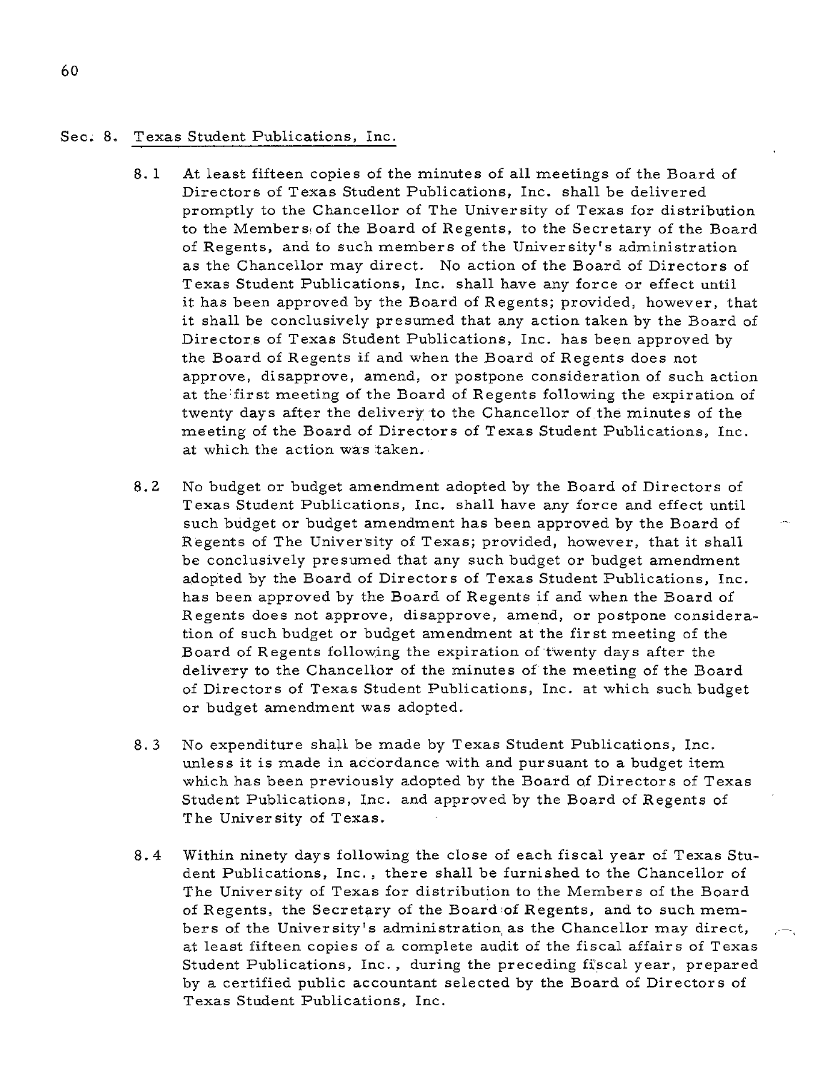## Sec. 8. Texas Student Publications, Inc.

8.1 At least fifteen copies of the minutes of all meetings of the Board of Directors of Texas Student Publications, Inc. shall be delivered promptly to the Chancellor of The University of Texas for distribution to the Members of the Board of Regents, to the Secretary of the Board of Regents, and to such members of the University's administration as the Chancellor may direct. No action of the Board of Directors of Texas Student Publications, Inc. shall have any force or effect until it has been approved by the Board of Regents; provided, however, that it shall be conclusively presumed that any action taken by the Board of Directors of Texas Student Publications, Inc. has been approved by the Board of Regents if and when the Board of Regents does not approve, disapprove, amend, or postpone consideration of such action at the first meeting of the Board of Regents following the expiration of twenty days after the delivery to the Chancellor of the minutes of the meeting of the Board of Directors of Texas Student Publications, Inc. at which the action was taken.

8.2 No budget or budget amendment adopted by the Board of Directors of Texas Student Publications, Inc. shall have any force and effect until such budget or budget amendment has been approved by the Board of Regents of The University of Texas; provided, however, that it shall be conclusively presumed that any such budget or budget amendment adopted by the Board of Directors of Texas Student Publications, Inc. has been approved by the Board of Regents if and when the Board of Regents does not approve, disapprove, amend, or postpone consideration of such budget or budget amendment at the first meeting of the Board of Regents following the expiration of twenty days after the delivery to the Chancellor of the minutes of the meeting of the Board of Directors of Texas Student Publications, Inc. at which such budget or budget amendment was adopted.

8.3 No expenditure shall be made by Texas Student Publications, Inc. unless it is made in accordance with and pursuant to a budget item which has been previously adopted by the Board of Directors of Texas Student Publications, Inc. and approved by the Board of Regents of The University of Texas.

8.4 Within ninety days following the close of each fiscal year of Texas Student Publications, Inc., there shall be furnished to the Chancellor of The University of Texas for distribution to the Members of the Board of Regents, the Secretary of the Board of Regents, and to such members of the University's administration as the Chancellor may direct, at least fifteen copies of a complete audit of the fiscal affairs of Texas Student Publications, Inc., during the preceding fiscal year, prepared by a certified public accountant selected by the Board of Directors of Texas Student Publications, Inc.